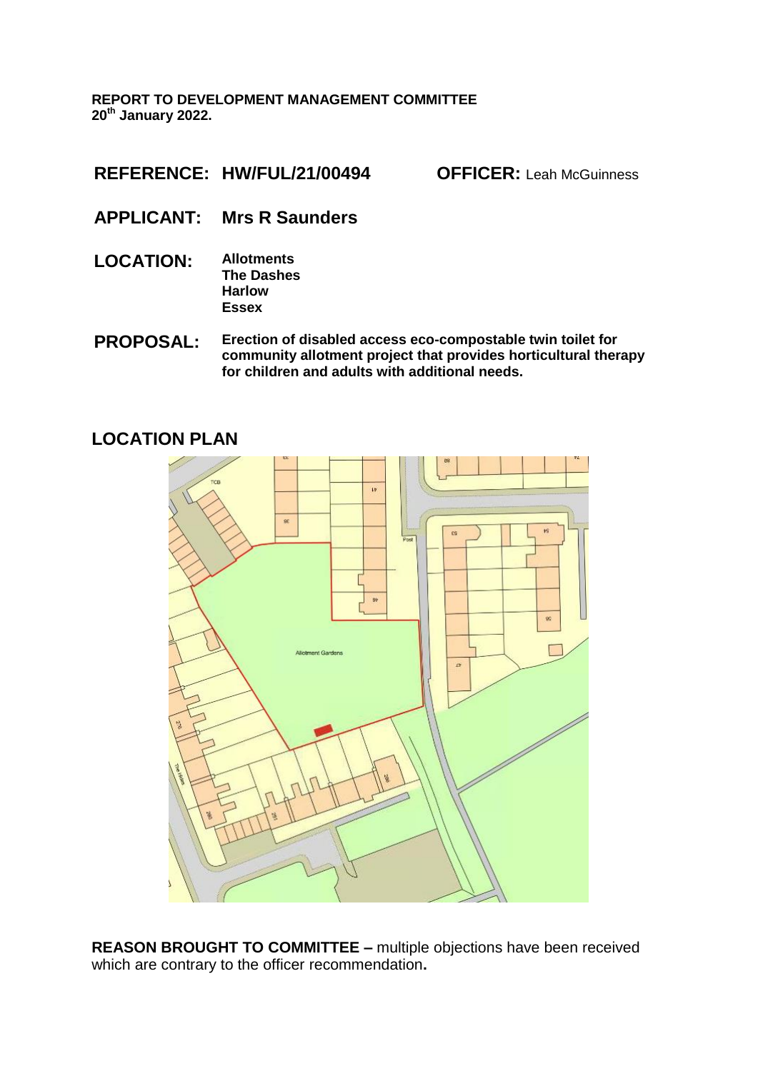**REPORT TO DEVELOPMENT MANAGEMENT COMMITTEE**
**20th January 2022.**

**REFERENCE: HW/FUL/21/00494** **OFFICER:** Leah McGuinness

**APPLICANT: Mrs R Saunders**

**LOCATION:** **Allotments**
**The Dashes**
**Harlow**
**Essex**

**PROPOSAL:** **Erection of disabled access eco-compostable twin toilet for community allotment project that provides horticultural therapy for children and adults with additional needs.**

## LOCATION PLAN

**REASON BROUGHT TO COMMITTEE –** multiple objections have been received which are contrary to the officer recommendation**.**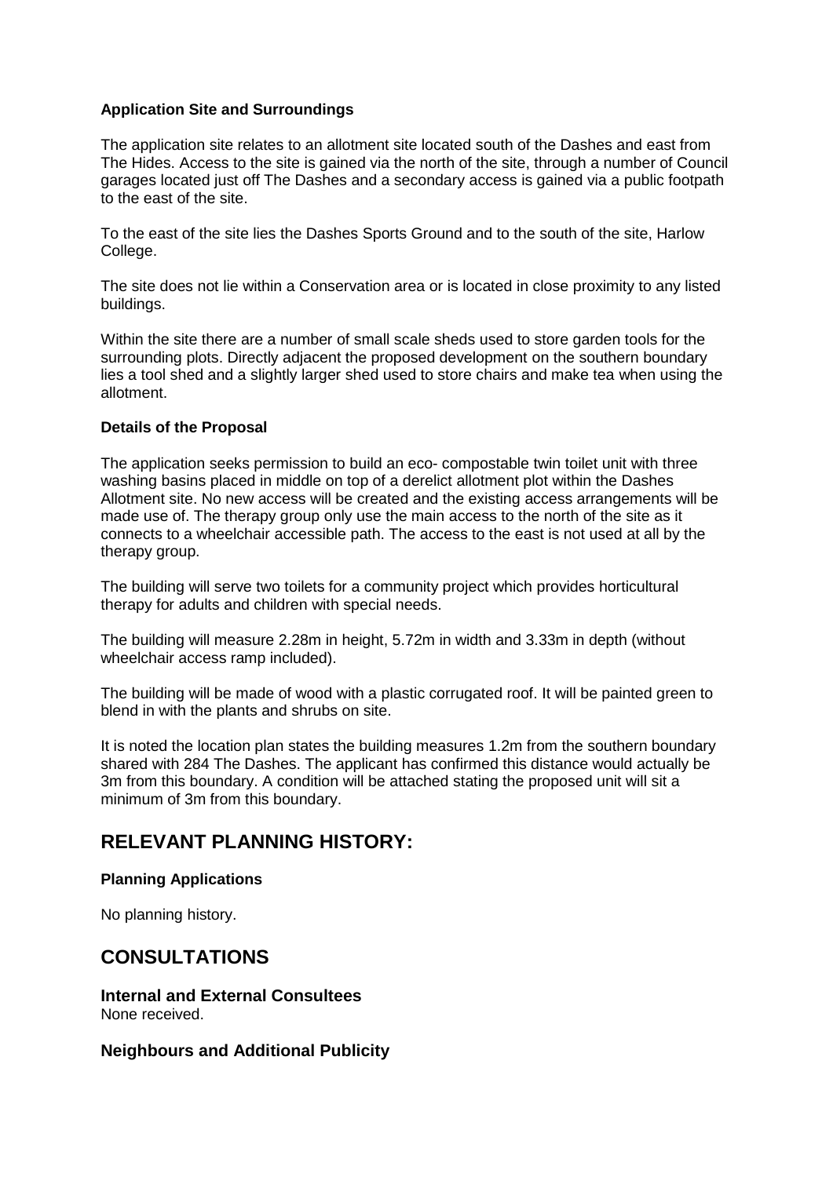**Application Site and Surroundings**

The application site relates to an allotment site located south of the Dashes and east from The Hides. Access to the site is gained via the north of the site, through a number of Council garages located just off The Dashes and a secondary access is gained via a public footpath to the east of the site.

To the east of the site lies the Dashes Sports Ground and to the south of the site, Harlow College.

The site does not lie within a Conservation area or is located in close proximity to any listed buildings.

Within the site there are a number of small scale sheds used to store garden tools for the surrounding plots. Directly adjacent the proposed development on the southern boundary lies a tool shed and a slightly larger shed used to store chairs and make tea when using the allotment.

**Details of the Proposal**

The application seeks permission to build an eco- compostable twin toilet unit with three washing basins placed in middle on top of a derelict allotment plot within the Dashes Allotment site. No new access will be created and the existing access arrangements will be made use of. The therapy group only use the main access to the north of the site as it connects to a wheelchair accessible path. The access to the east is not used at all by the therapy group.

The building will serve two toilets for a community project which provides horticultural therapy for adults and children with special needs.

The building will measure 2.28m in height, 5.72m in width and 3.33m in depth (without wheelchair access ramp included).

The building will be made of wood with a plastic corrugated roof. It will be painted green to blend in with the plants and shrubs on site.

It is noted the location plan states the building measures 1.2m from the southern boundary shared with 284 The Dashes. The applicant has confirmed this distance would actually be 3m from this boundary. A condition will be attached stating the proposed unit will sit a minimum of 3m from this boundary.

## RELEVANT PLANNING HISTORY:

**Planning Applications**

No planning history.

## CONSULTATIONS

### Internal and External Consultees

None received.

### Neighbours and Additional Publicity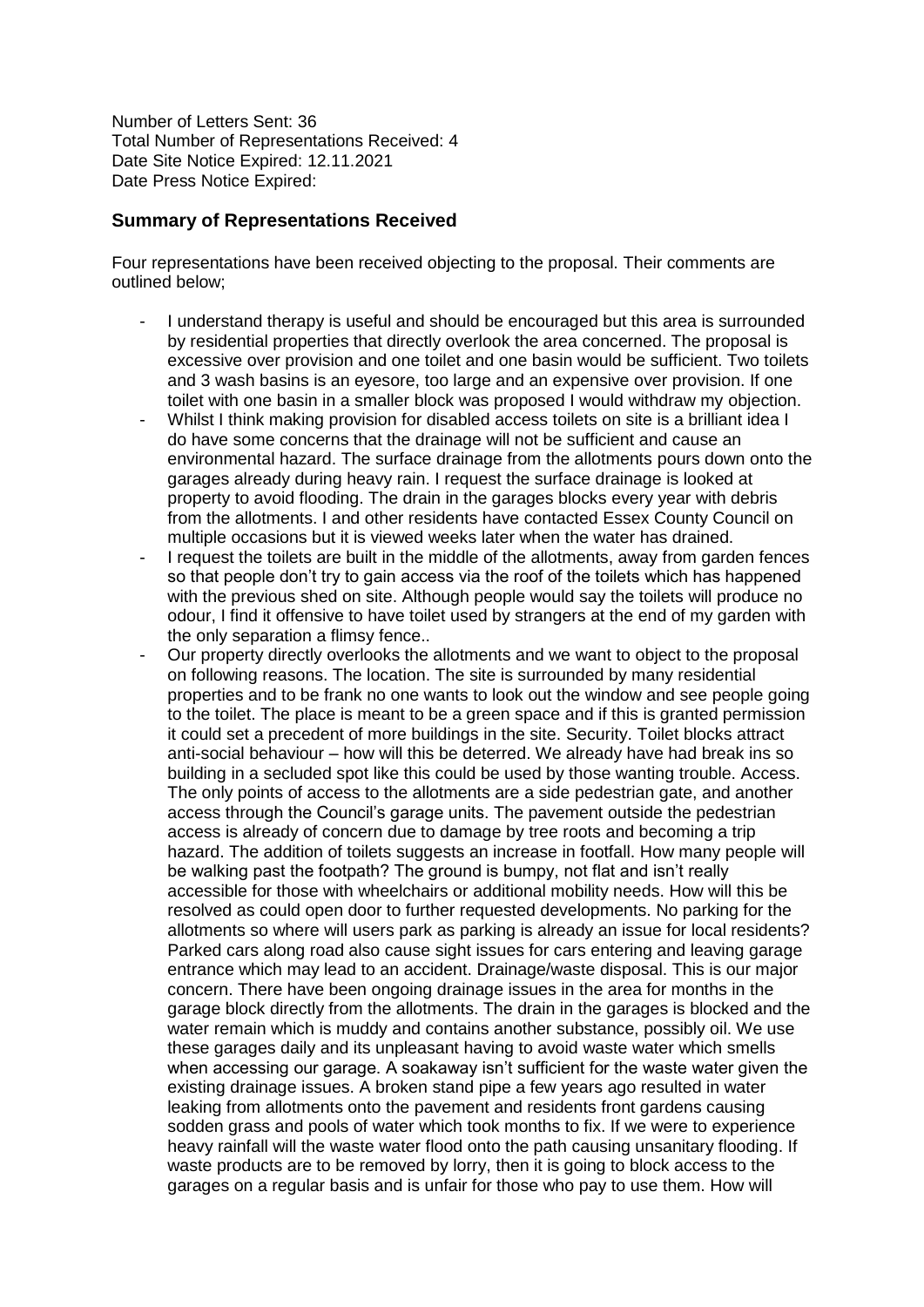Number of Letters Sent: 36
Total Number of Representations Received: 4
Date Site Notice Expired: 12.11.2021
Date Press Notice Expired:

## Summary of Representations Received

Four representations have been received objecting to the proposal. Their comments are outlined below;

- I understand therapy is useful and should be encouraged but this area is surrounded by residential properties that directly overlook the area concerned. The proposal is excessive over provision and one toilet and one basin would be sufficient. Two toilets and 3 wash basins is an eyesore, too large and an expensive over provision. If one toilet with one basin in a smaller block was proposed I would withdraw my objection.
- Whilst I think making provision for disabled access toilets on site is a brilliant idea I do have some concerns that the drainage will not be sufficient and cause an environmental hazard. The surface drainage from the allotments pours down onto the garages already during heavy rain. I request the surface drainage is looked at property to avoid flooding. The drain in the garages blocks every year with debris from the allotments. I and other residents have contacted Essex County Council on multiple occasions but it is viewed weeks later when the water has drained.
- I request the toilets are built in the middle of the allotments, away from garden fences so that people don't try to gain access via the roof of the toilets which has happened with the previous shed on site. Although people would say the toilets will produce no odour, I find it offensive to have toilet used by strangers at the end of my garden with the only separation a flimsy fence..
- Our property directly overlooks the allotments and we want to object to the proposal on following reasons. The location. The site is surrounded by many residential properties and to be frank no one wants to look out the window and see people going to the toilet. The place is meant to be a green space and if this is granted permission it could set a precedent of more buildings in the site. Security. Toilet blocks attract anti-social behaviour – how will this be deterred. We already have had break ins so building in a secluded spot like this could be used by those wanting trouble. Access. The only points of access to the allotments are a side pedestrian gate, and another access through the Council's garage units. The pavement outside the pedestrian access is already of concern due to damage by tree roots and becoming a trip hazard. The addition of toilets suggests an increase in footfall. How many people will be walking past the footpath? The ground is bumpy, not flat and isn't really accessible for those with wheelchairs or additional mobility needs. How will this be resolved as could open door to further requested developments. No parking for the allotments so where will users park as parking is already an issue for local residents? Parked cars along road also cause sight issues for cars entering and leaving garage entrance which may lead to an accident. Drainage/waste disposal. This is our major concern. There have been ongoing drainage issues in the area for months in the garage block directly from the allotments. The drain in the garages is blocked and the water remain which is muddy and contains another substance, possibly oil. We use these garages daily and its unpleasant having to avoid waste water which smells when accessing our garage. A soakaway isn't sufficient for the waste water given the existing drainage issues. A broken stand pipe a few years ago resulted in water leaking from allotments onto the pavement and residents front gardens causing sodden grass and pools of water which took months to fix. If we were to experience heavy rainfall will the waste water flood onto the path causing unsanitary flooding. If waste products are to be removed by lorry, then it is going to block access to the garages on a regular basis and is unfair for those who pay to use them. How will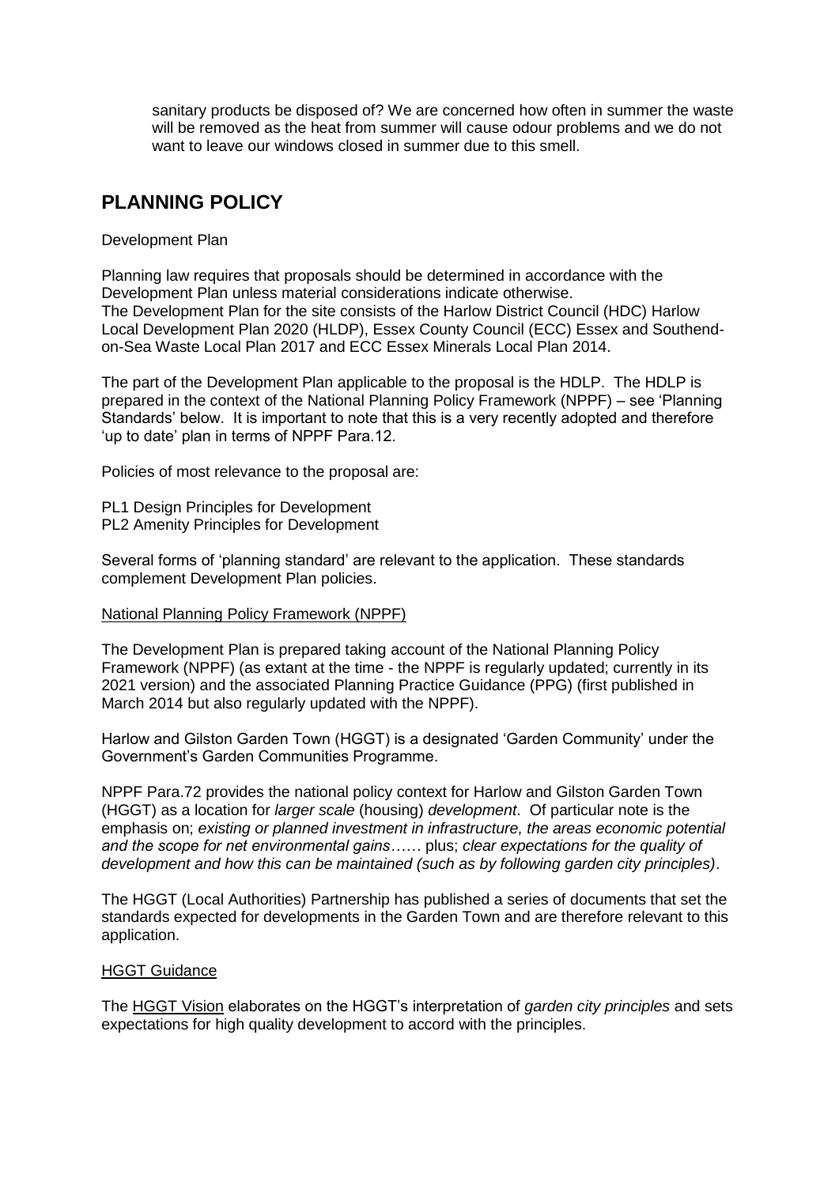sanitary products be disposed of? We are concerned how often in summer the waste will be removed as the heat from summer will cause odour problems and we do not want to leave our windows closed in summer due to this smell.

## PLANNING POLICY

Development Plan

Planning law requires that proposals should be determined in accordance with the Development Plan unless material considerations indicate otherwise.
The Development Plan for the site consists of the Harlow District Council (HDC) Harlow Local Development Plan 2020 (HLDP), Essex County Council (ECC) Essex and Southend-on-Sea Waste Local Plan 2017 and ECC Essex Minerals Local Plan 2014.

The part of the Development Plan applicable to the proposal is the HDLP. The HDLP is prepared in the context of the National Planning Policy Framework (NPPF) – see 'Planning Standards' below. It is important to note that this is a very recently adopted and therefore 'up to date' plan in terms of NPPF Para.12.

Policies of most relevance to the proposal are:

PL1 Design Principles for Development
PL2 Amenity Principles for Development

Several forms of 'planning standard' are relevant to the application. These standards complement Development Plan policies.

National Planning Policy Framework (NPPF)

The Development Plan is prepared taking account of the National Planning Policy Framework (NPPF) (as extant at the time - the NPPF is regularly updated; currently in its 2021 version) and the associated Planning Practice Guidance (PPG) (first published in March 2014 but also regularly updated with the NPPF).

Harlow and Gilston Garden Town (HGGT) is a designated 'Garden Community' under the Government's Garden Communities Programme.

NPPF Para.72 provides the national policy context for Harlow and Gilston Garden Town (HGGT) as a location for *larger scale* (housing) *development*. Of particular note is the emphasis on; *existing or planned investment in infrastructure, the areas economic potential and the scope for net environmental gains……* plus; *clear expectations for the quality of development and how this can be maintained (such as by following garden city principles)*.

The HGGT (Local Authorities) Partnership has published a series of documents that set the standards expected for developments in the Garden Town and are therefore relevant to this application.

HGGT Guidance

The HGGT Vision elaborates on the HGGT's interpretation of *garden city principles* and sets expectations for high quality development to accord with the principles.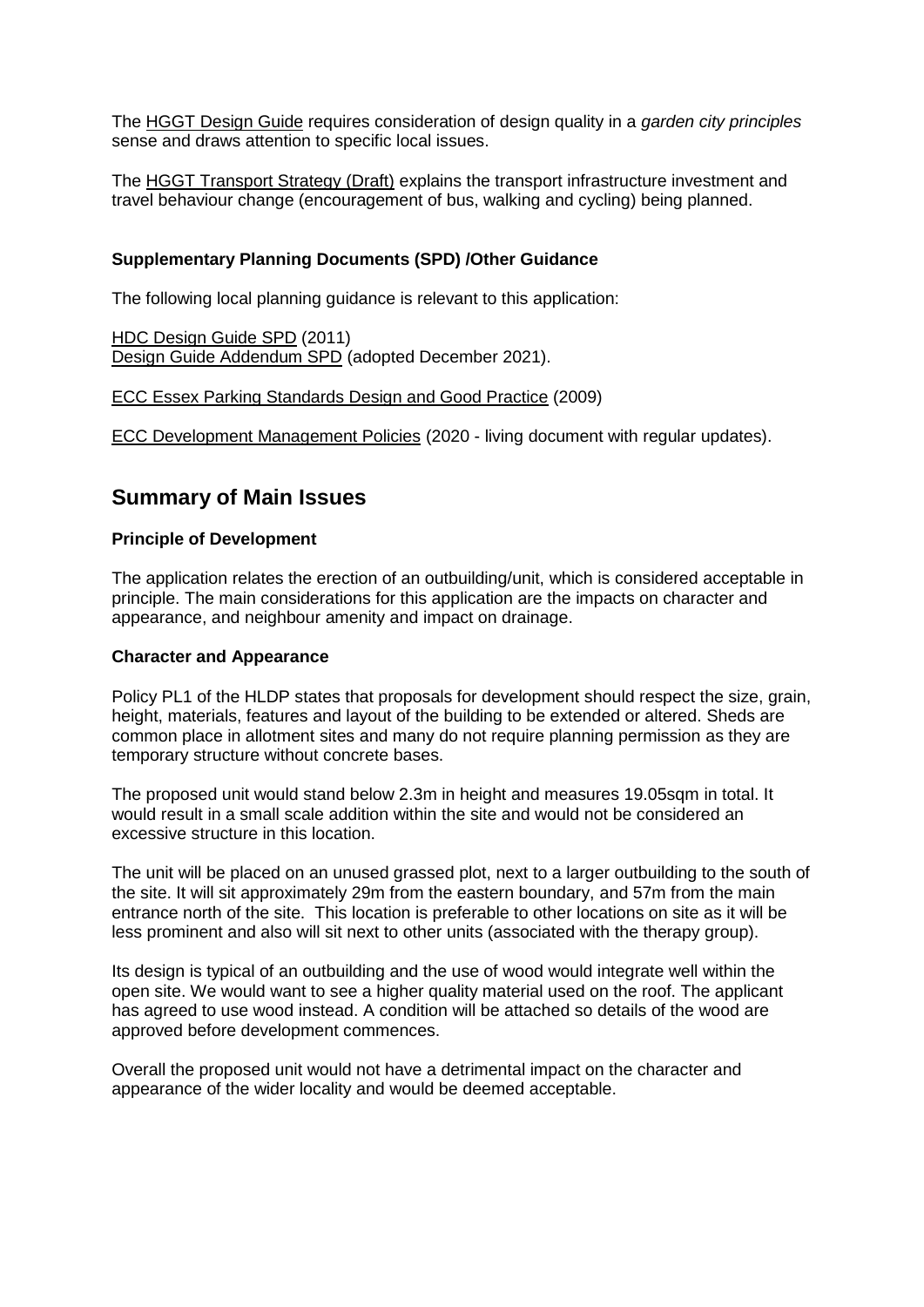The HGGT Design Guide requires consideration of design quality in a *garden city principles* sense and draws attention to specific local issues.

The HGGT Transport Strategy (Draft) explains the transport infrastructure investment and travel behaviour change (encouragement of bus, walking and cycling) being planned.

**Supplementary Planning Documents (SPD) /Other Guidance**

The following local planning guidance is relevant to this application:

HDC Design Guide SPD (2011)
Design Guide Addendum SPD (adopted December 2021).

ECC Essex Parking Standards Design and Good Practice (2009)

ECC Development Management Policies (2020 - living document with regular updates).

## Summary of Main Issues

**Principle of Development**

The application relates the erection of an outbuilding/unit, which is considered acceptable in principle. The main considerations for this application are the impacts on character and appearance, and neighbour amenity and impact on drainage.

**Character and Appearance**

Policy PL1 of the HLDP states that proposals for development should respect the size, grain, height, materials, features and layout of the building to be extended or altered. Sheds are common place in allotment sites and many do not require planning permission as they are temporary structure without concrete bases.

The proposed unit would stand below 2.3m in height and measures 19.05sqm in total. It would result in a small scale addition within the site and would not be considered an excessive structure in this location.

The unit will be placed on an unused grassed plot, next to a larger outbuilding to the south of the site. It will sit approximately 29m from the eastern boundary, and 57m from the main entrance north of the site. This location is preferable to other locations on site as it will be less prominent and also will sit next to other units (associated with the therapy group).

Its design is typical of an outbuilding and the use of wood would integrate well within the open site. We would want to see a higher quality material used on the roof. The applicant has agreed to use wood instead. A condition will be attached so details of the wood are approved before development commences.

Overall the proposed unit would not have a detrimental impact on the character and appearance of the wider locality and would be deemed acceptable.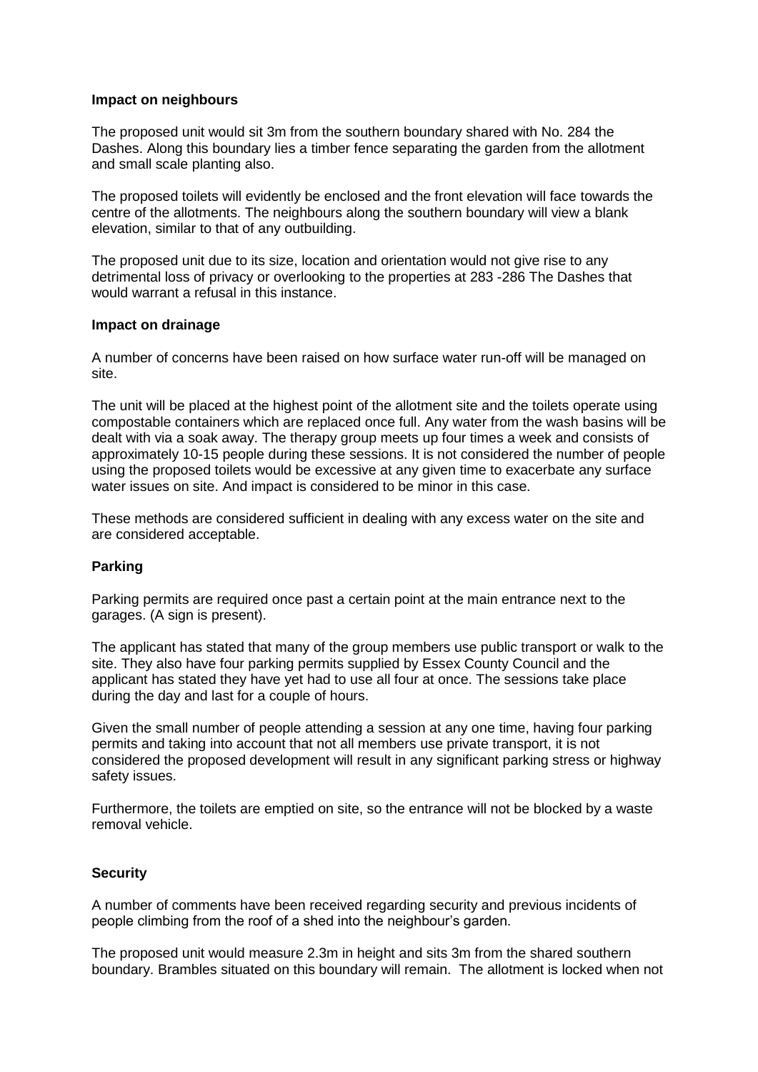**Impact on neighbours**

The proposed unit would sit 3m from the southern boundary shared with No. 284 the Dashes. Along this boundary lies a timber fence separating the garden from the allotment and small scale planting also.

The proposed toilets will evidently be enclosed and the front elevation will face towards the centre of the allotments. The neighbours along the southern boundary will view a blank elevation, similar to that of any outbuilding.

The proposed unit due to its size, location and orientation would not give rise to any detrimental loss of privacy or overlooking to the properties at 283 -286 The Dashes that would warrant a refusal in this instance.

**Impact on drainage**

A number of concerns have been raised on how surface water run-off will be managed on site.

The unit will be placed at the highest point of the allotment site and the toilets operate using compostable containers which are replaced once full. Any water from the wash basins will be dealt with via a soak away. The therapy group meets up four times a week and consists of approximately 10-15 people during these sessions. It is not considered the number of people using the proposed toilets would be excessive at any given time to exacerbate any surface water issues on site. And impact is considered to be minor in this case.

These methods are considered sufficient in dealing with any excess water on the site and are considered acceptable.

**Parking**

Parking permits are required once past a certain point at the main entrance next to the garages. (A sign is present).

The applicant has stated that many of the group members use public transport or walk to the site. They also have four parking permits supplied by Essex County Council and the applicant has stated they have yet had to use all four at once. The sessions take place during the day and last for a couple of hours.

Given the small number of people attending a session at any one time, having four parking permits and taking into account that not all members use private transport, it is not considered the proposed development will result in any significant parking stress or highway safety issues.

Furthermore, the toilets are emptied on site, so the entrance will not be blocked by a waste removal vehicle.

**Security**

A number of comments have been received regarding security and previous incidents of people climbing from the roof of a shed into the neighbour's garden.

The proposed unit would measure 2.3m in height and sits 3m from the shared southern boundary. Brambles situated on this boundary will remain. The allotment is locked when not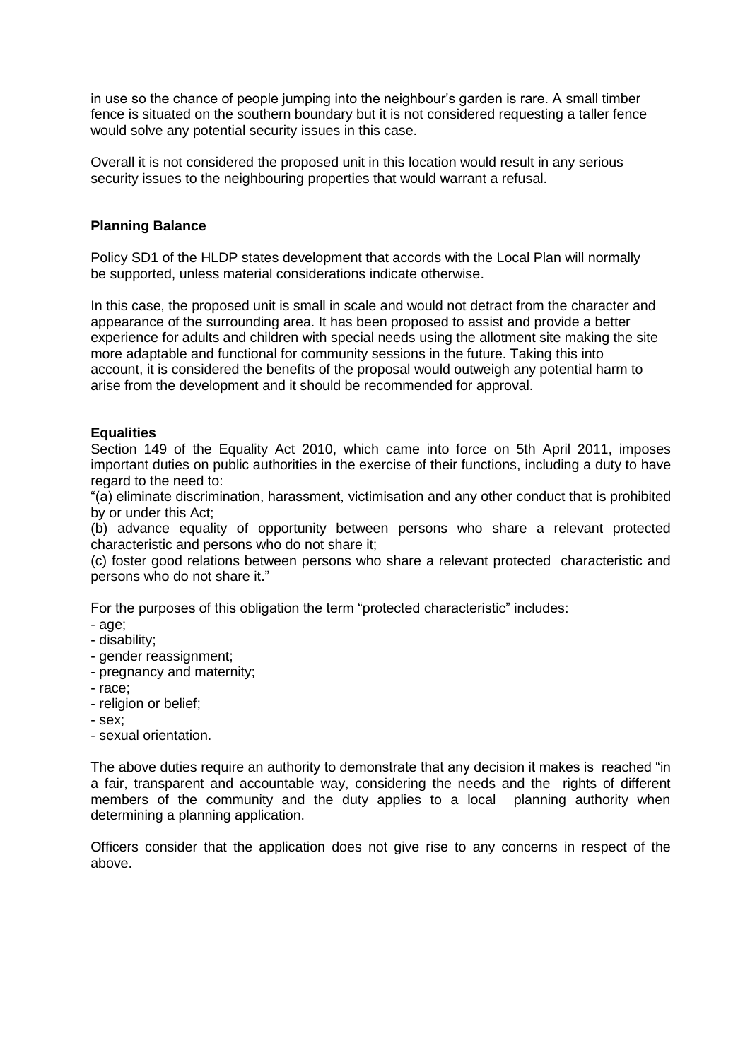in use so the chance of people jumping into the neighbour's garden is rare. A small timber fence is situated on the southern boundary but it is not considered requesting a taller fence would solve any potential security issues in this case.

Overall it is not considered the proposed unit in this location would result in any serious security issues to the neighbouring properties that would warrant a refusal.

**Planning Balance**

Policy SD1 of the HLDP states development that accords with the Local Plan will normally be supported, unless material considerations indicate otherwise.

In this case, the proposed unit is small in scale and would not detract from the character and appearance of the surrounding area. It has been proposed to assist and provide a better experience for adults and children with special needs using the allotment site making the site more adaptable and functional for community sessions in the future. Taking this into account, it is considered the benefits of the proposal would outweigh any potential harm to arise from the development and it should be recommended for approval.

**Equalities**

Section 149 of the Equality Act 2010, which came into force on 5th April 2011, imposes important duties on public authorities in the exercise of their functions, including a duty to have regard to the need to:

"(a) eliminate discrimination, harassment, victimisation and any other conduct that is prohibited by or under this Act;

(b) advance equality of opportunity between persons who share a relevant protected characteristic and persons who do not share it;

(c) foster good relations between persons who share a relevant protected characteristic and persons who do not share it."

For the purposes of this obligation the term "protected characteristic" includes:

- age;
- disability;
- gender reassignment;
- pregnancy and maternity;
- race;
- religion or belief;
- sex;
- sexual orientation.

The above duties require an authority to demonstrate that any decision it makes is reached "in a fair, transparent and accountable way, considering the needs and the rights of different members of the community and the duty applies to a local planning authority when determining a planning application.

Officers consider that the application does not give rise to any concerns in respect of the above.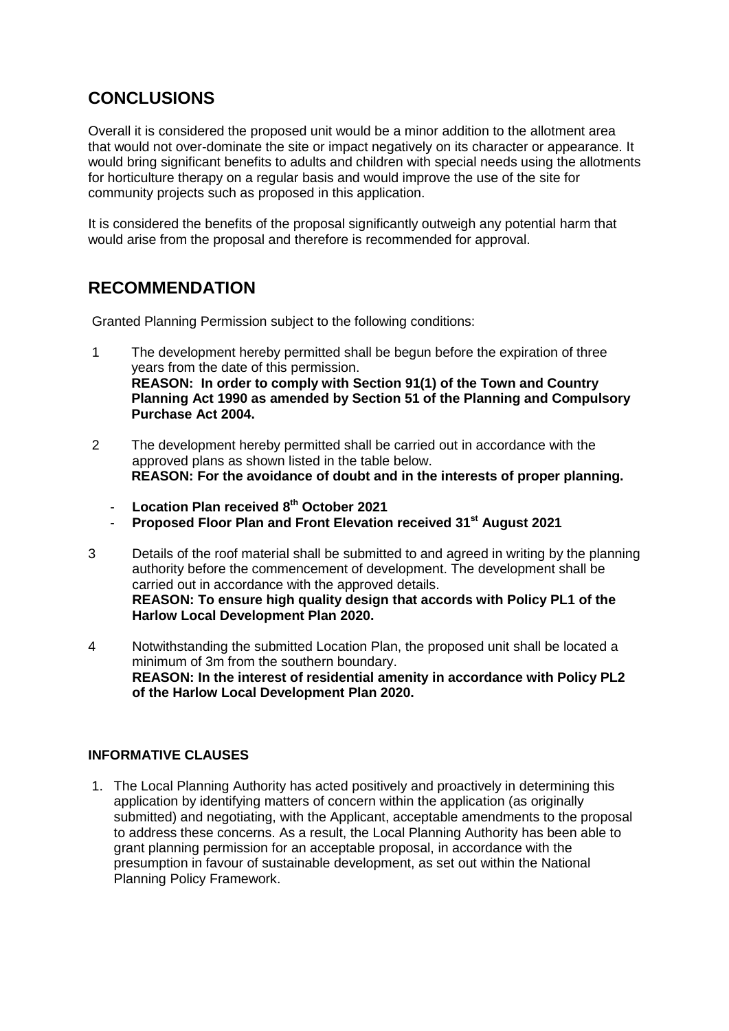## CONCLUSIONS

Overall it is considered the proposed unit would be a minor addition to the allotment area that would not over-dominate the site or impact negatively on its character or appearance. It would bring significant benefits to adults and children with special needs using the allotments for horticulture therapy on a regular basis and would improve the use of the site for community projects such as proposed in this application.

It is considered the benefits of the proposal significantly outweigh any potential harm that would arise from the proposal and therefore is recommended for approval.

## RECOMMENDATION

Granted Planning Permission subject to the following conditions:

1 The development hereby permitted shall be begun before the expiration of three years from the date of this permission.
**REASON: In order to comply with Section 91(1) of the Town and Country Planning Act 1990 as amended by Section 51 of the Planning and Compulsory Purchase Act 2004.**

2 The development hereby permitted shall be carried out in accordance with the approved plans as shown listed in the table below.
**REASON: For the avoidance of doubt and in the interests of proper planning.**

- **Location Plan received 8th October 2021**
- **Proposed Floor Plan and Front Elevation received 31st August 2021**

3 Details of the roof material shall be submitted to and agreed in writing by the planning authority before the commencement of development. The development shall be carried out in accordance with the approved details.
**REASON: To ensure high quality design that accords with Policy PL1 of the Harlow Local Development Plan 2020.**

4 Notwithstanding the submitted Location Plan, the proposed unit shall be located a minimum of 3m from the southern boundary.
**REASON: In the interest of residential amenity in accordance with Policy PL2 of the Harlow Local Development Plan 2020.**

**INFORMATIVE CLAUSES**

1. The Local Planning Authority has acted positively and proactively in determining this application by identifying matters of concern within the application (as originally submitted) and negotiating, with the Applicant, acceptable amendments to the proposal to address these concerns. As a result, the Local Planning Authority has been able to grant planning permission for an acceptable proposal, in accordance with the presumption in favour of sustainable development, as set out within the National Planning Policy Framework.